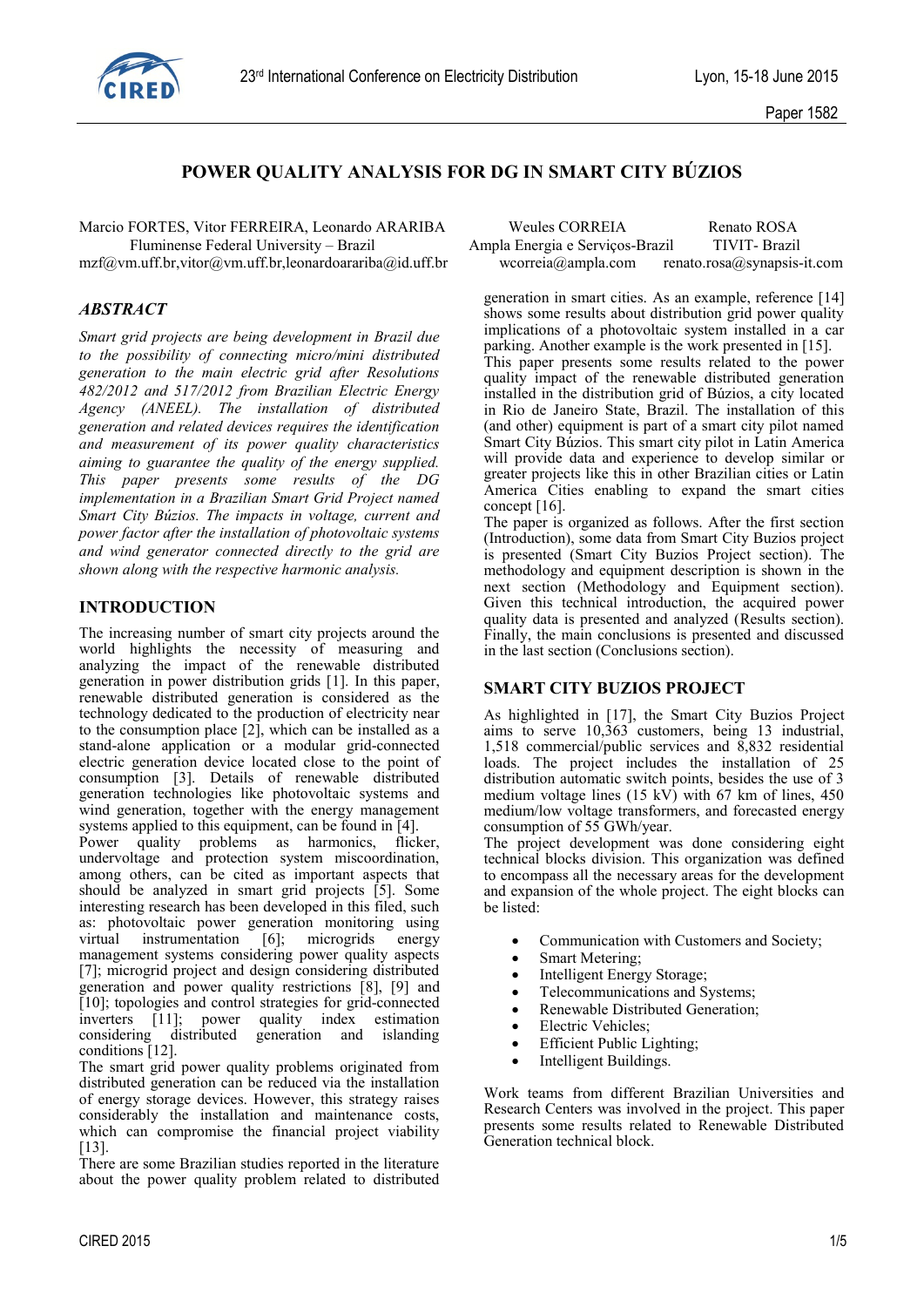# POWER QUALITY ANALYSIS FOR DG IN SMART CITY BÚZIOS

Marcio FORTES, Vitor FERREIRA, Leonardo ARARIBA
Fluminense Federal University – Brazil
mzf@vm.uff.br,vitor@vm.uff.br,leonardoarariba@id.uff.br

Weules CORREIA
Ampla Energia e Serviços-Brazil
wcorreia@ampla.com

Renato ROSA
TIVIT- Brazil
renato.rosa@synapsis-it.com

## *ABSTRACT*

*Smart grid projects are being development in Brazil due to the possibility of connecting micro/mini distributed generation to the main electric grid after Resolutions 482/2012 and 517/2012 from Brazilian Electric Energy Agency (ANEEL). The installation of distributed generation and related devices requires the identification and measurement of its power quality characteristics aiming to guarantee the quality of the energy supplied. This paper presents some results of the DG implementation in a Brazilian Smart Grid Project named Smart City Búzios. The impacts in voltage, current and power factor after the installation of photovoltaic systems and wind generator connected directly to the grid are shown along with the respective harmonic analysis.*

## INTRODUCTION

The increasing number of smart city projects around the world highlights the necessity of measuring and analyzing the impact of the renewable distributed generation in power distribution grids [1]. In this paper, renewable distributed generation is considered as the technology dedicated to the production of electricity near to the consumption place [2], which can be installed as a stand-alone application or a modular grid-connected electric generation device located close to the point of consumption [3]. Details of renewable distributed generation technologies like photovoltaic systems and wind generation, together with the energy management systems applied to this equipment, can be found in [4].

Power quality problems as harmonics, flicker, undervoltage and protection system miscoordination, among others, can be cited as important aspects that should be analyzed in smart grid projects [5]. Some interesting research has been developed in this filed, such as: photovoltaic power generation monitoring using virtual instrumentation [6]; microgrids energy management systems considering power quality aspects [7]; microgrid project and design considering distributed generation and power quality restrictions [8], [9] and [10]; topologies and control strategies for grid-connected inverters [11]; power quality index estimation considering distributed generation and islanding conditions [12].

The smart grid power quality problems originated from distributed generation can be reduced via the installation of energy storage devices. However, this strategy raises considerably the installation and maintenance costs, which can compromise the financial project viability [13].

There are some Brazilian studies reported in the literature about the power quality problem related to distributed generation in smart cities. As an example, reference [14] shows some results about distribution grid power quality implications of a photovoltaic system installed in a car parking. Another example is the work presented in [15].

This paper presents some results related to the power quality impact of the renewable distributed generation installed in the distribution grid of Búzios, a city located in Rio de Janeiro State, Brazil. The installation of this (and other) equipment is part of a smart city pilot named Smart City Búzios. This smart city pilot in Latin America will provide data and experience to develop similar or greater projects like this in other Brazilian cities or Latin America Cities enabling to expand the smart cities concept [16].

The paper is organized as follows. After the first section (Introduction), some data from Smart City Buzios project is presented (Smart City Buzios Project section). The methodology and equipment description is shown in the next section (Methodology and Equipment section). Given this technical introduction, the acquired power quality data is presented and analyzed (Results section). Finally, the main conclusions is presented and discussed in the last section (Conclusions section).

## SMART CITY BUZIOS PROJECT

As highlighted in [17], the Smart City Buzios Project aims to serve 10,363 customers, being 13 industrial, 1,518 commercial/public services and 8,832 residential loads. The project includes the installation of 25 distribution automatic switch points, besides the use of 3 medium voltage lines (15 kV) with 67 km of lines, 450 medium/low voltage transformers, and forecasted energy consumption of 55 GWh/year.

The project development was done considering eight technical blocks division. This organization was defined to encompass all the necessary areas for the development and expansion of the whole project. The eight blocks can be listed:

- Communication with Customers and Society;
- Smart Metering;
- Intelligent Energy Storage;
- Telecommunications and Systems;
- Renewable Distributed Generation;
- Electric Vehicles;
- Efficient Public Lighting;
- Intelligent Buildings.

Work teams from different Brazilian Universities and Research Centers was involved in the project. This paper presents some results related to Renewable Distributed Generation technical block.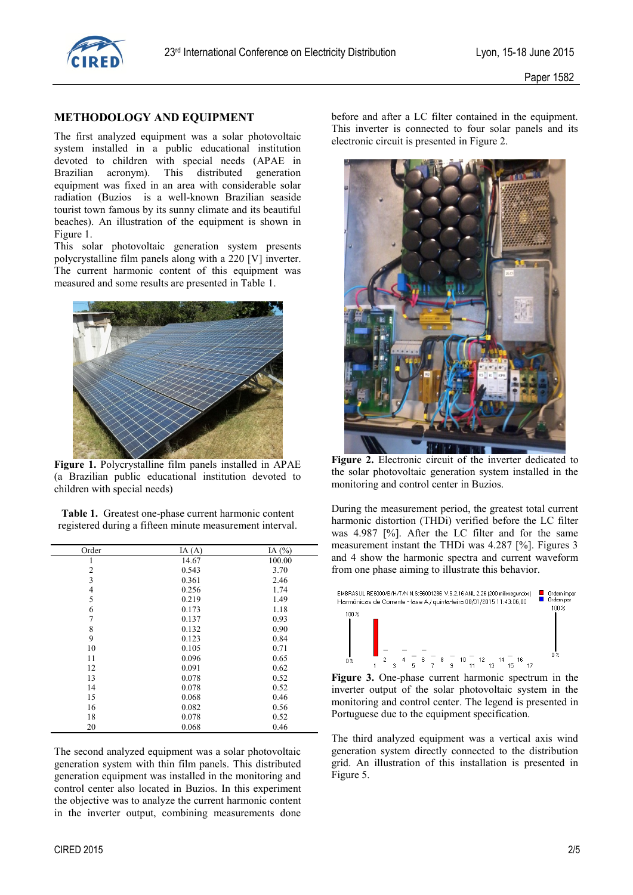## METHODOLOGY AND EQUIPMENT

The first analyzed equipment was a solar photovoltaic system installed in a public educational institution devoted to children with special needs (APAE in Brazilian acronym). This distributed generation equipment was fixed in an area with considerable solar radiation (Buzios is a well-known Brazilian seaside tourist town famous by its sunny climate and its beautiful beaches). An illustration of the equipment is shown in Figure 1.

This solar photovoltaic generation system presents polycrystalline film panels along with a 220 [V] inverter. The current harmonic content of this equipment was measured and some results are presented in Table 1.

**Figure 1.** Polycrystalline film panels installed in APAE (a Brazilian public educational institution devoted to children with special needs)

**Table 1.** Greatest one-phase current harmonic content registered during a fifteen minute measurement interval.

| Order | IA (A) | IA (%) |
|---|---|---|
| 1 | 14.67 | 100.00 |
| 2 | 0.543 | 3.70 |
| 3 | 0.361 | 2.46 |
| 4 | 0.256 | 1.74 |
| 5 | 0.219 | 1.49 |
| 6 | 0.173 | 1.18 |
| 7 | 0.137 | 0.93 |
| 8 | 0.132 | 0.90 |
| 9 | 0.123 | 0.84 |
| 10 | 0.105 | 0.71 |
| 11 | 0.096 | 0.65 |
| 12 | 0.091 | 0.62 |
| 13 | 0.078 | 0.52 |
| 14 | 0.078 | 0.52 |
| 15 | 0.068 | 0.46 |
| 16 | 0.082 | 0.56 |
| 18 | 0.078 | 0.52 |
| 20 | 0.068 | 0.46 |

The second analyzed equipment was a solar photovoltaic generation system with thin film panels. This distributed generation equipment was installed in the monitoring and control center also located in Buzios. In this experiment the objective was to analyze the current harmonic content in the inverter output, combining measurements done before and after a LC filter contained in the equipment. This inverter is connected to four solar panels and its electronic circuit is presented in Figure 2.

**Figure 2.** Electronic circuit of the inverter dedicated to the solar photovoltaic generation system installed in the monitoring and control center in Buzios.

During the measurement period, the greatest total current harmonic distortion (THDi) verified before the LC filter was 4.987 [%]. After the LC filter and for the same measurement instant the THDi was 4.287 [%]. Figures 3 and 4 show the harmonic spectra and current waveform from one phase aiming to illustrate this behavior.

**Figure 3.** One-phase current harmonic spectrum in the inverter output of the solar photovoltaic system in the monitoring and control center. The legend is presented in Portuguese due to the equipment specification.

The third analyzed equipment was a vertical axis wind generation system directly connected to the distribution grid. An illustration of this installation is presented in Figure 5.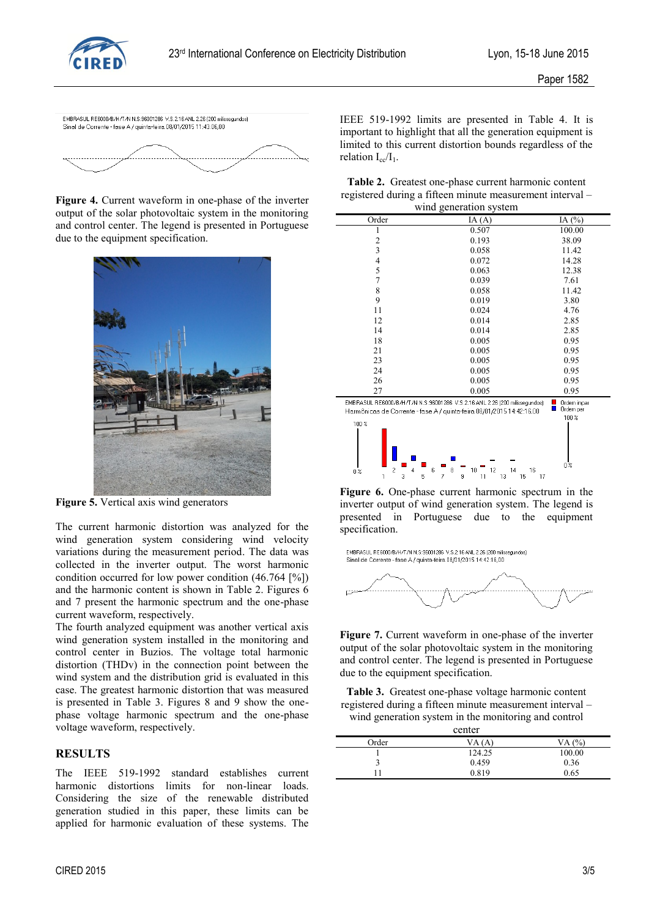Figure 4. Current waveform in one-phase of the inverter output of the solar photovoltaic system in the monitoring and control center. The legend is presented in Portuguese due to the equipment specification.

**Figure 5.** Vertical axis wind generators

The current harmonic distortion was analyzed for the wind generation system considering wind velocity variations during the measurement period. The data was collected in the inverter output. The worst harmonic condition occurred for low power condition (46.764 [%]) and the harmonic content is shown in Table 2. Figures 6 and 7 present the harmonic spectrum and the one-phase current waveform, respectively.

The fourth analyzed equipment was another vertical axis wind generation system installed in the monitoring and control center in Buzios. The voltage total harmonic distortion (THDv) in the connection point between the wind system and the distribution grid is evaluated in this case. The greatest harmonic distortion that was measured is presented in Table 3. Figures 8 and 9 show the one-phase voltage harmonic spectrum and the one-phase voltage waveform, respectively.

## RESULTS

The IEEE 519-1992 standard establishes current harmonic distortions limits for non-linear loads. Considering the size of the renewable distributed generation studied in this paper, these limits can be applied for harmonic evaluation of these systems. The IEEE 519-1992 limits are presented in Table 4. It is important to highlight that all the generation equipment is limited to this current distortion bounds regardless of the relation $I_{cc}/I_1$.

**Table 2.** Greatest one-phase current harmonic content registered during a fifteen minute measurement interval – wind generation system

| Order | IA (A) | IA (%) |
|---|---|---|
| 1 | 0.507 | 100.00 |
| 2 | 0.193 | 38.09 |
| 3 | 0.058 | 11.42 |
| 4 | 0.072 | 14.28 |
| 5 | 0.063 | 12.38 |
| 7 | 0.039 | 7.61 |
| 8 | 0.058 | 11.42 |
| 9 | 0.019 | 3.80 |
| 11 | 0.024 | 4.76 |
| 12 | 0.014 | 2.85 |
| 14 | 0.014 | 2.85 |
| 18 | 0.005 | 0.95 |
| 21 | 0.005 | 0.95 |
| 23 | 0.005 | 0.95 |
| 24 | 0.005 | 0.95 |
| 26 | 0.005 | 0.95 |
| 27 | 0.005 | 0.95 |

**Figure 6.** One-phase current harmonic spectrum in the inverter output of wind generation system. The legend is presented in Portuguese due to the equipment specification.

**Figure 7.** Current waveform in one-phase of the inverter output of the solar photovoltaic system in the monitoring and control center. The legend is presented in Portuguese due to the equipment specification.

**Table 3.** Greatest one-phase voltage harmonic content registered during a fifteen minute measurement interval – wind generation system in the monitoring and control center

| Order | VA (A) | VA (%) |
|---|---|---|
| 1 | 124.25 | 100.00 |
| 3 | 0.459 | 0.36 |
| 11 | 0.819 | 0.65 |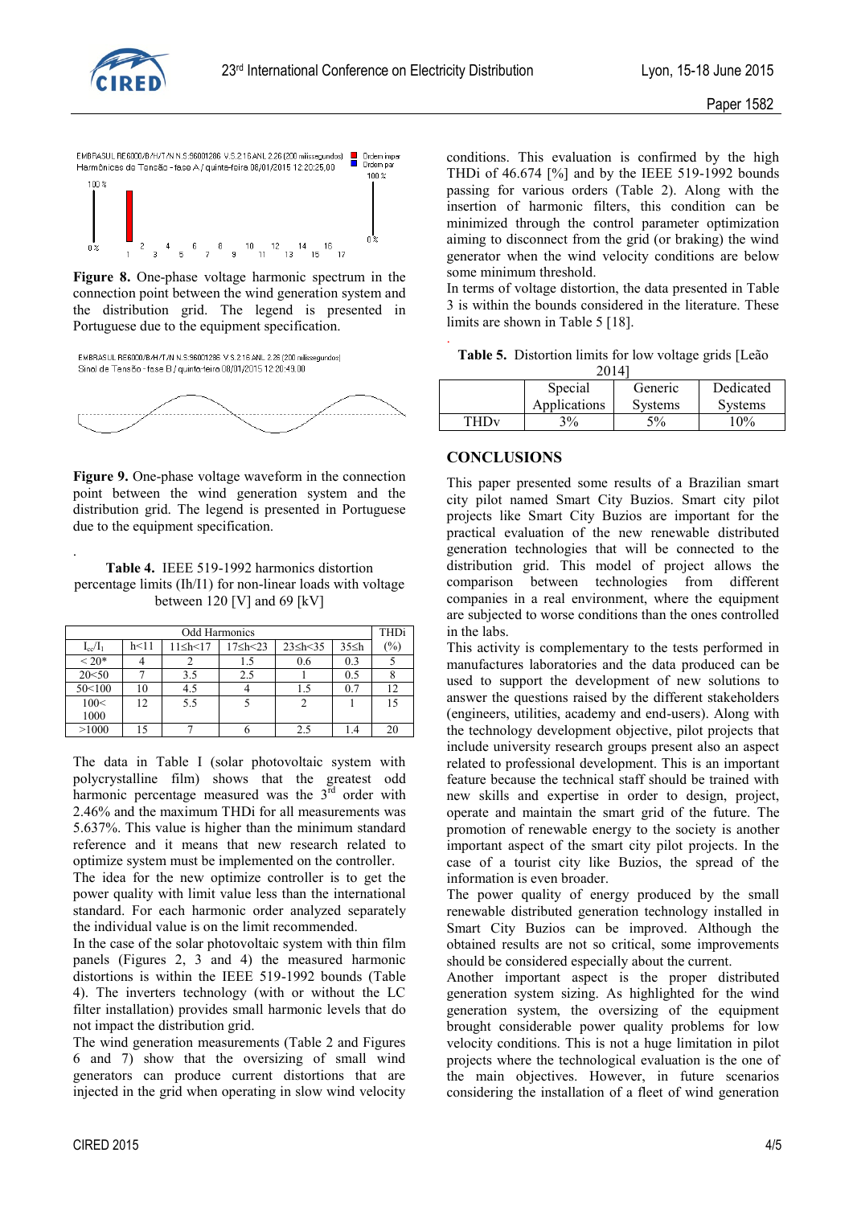**Figure 8.** One-phase voltage harmonic spectrum in the connection point between the wind generation system and the distribution grid. The legend is presented in Portuguese due to the equipment specification.

**Figure 9.** One-phase voltage waveform in the connection point between the wind generation system and the distribution grid. The legend is presented in Portuguese due to the equipment specification.

**Table 4.** IEEE 519-1992 harmonics distortion percentage limits (Ih/I1) for non-linear loads with voltage between 120 [V] and 69 [kV]

| Odd Harmonics | | | | | | THDi |
|---|---|---|---|---|---|---|
| $I_{sc}/I_1$ | h<11 | 11≤h<17 | 17≤h<23 | 23≤h<35 | 35≤h | (%) |
| < 20* | 4 | 2 | 1.5 | 0.6 | 0.3 | 5 |
| 20<50 | 7 | 3.5 | 2.5 | 1 | 0.5 | 8 |
| 50<100 | 10 | 4.5 | 4 | 1.5 | 0.7 | 12 |
| 100< 1000 | 12 | 5.5 | 5 | 2 | 1 | 15 |
| >1000 | 15 | 7 | 6 | 2.5 | 1.4 | 20 |

The data in Table I (solar photovoltaic system with polycrystalline film) shows that the greatest odd harmonic percentage measured was the 3rd order with 2.46% and the maximum THDi for all measurements was 5.637%. This value is higher than the minimum standard reference and it means that new research related to optimize system must be implemented on the controller.

The idea for the new optimize controller is to get the power quality with limit value less than the international standard. For each harmonic order analyzed separately the individual value is on the limit recommended.

In the case of the solar photovoltaic system with thin film panels (Figures 2, 3 and 4) the measured harmonic distortions is within the IEEE 519-1992 bounds (Table 4). The inverters technology (with or without the LC filter installation) provides small harmonic levels that do not impact the distribution grid.

The wind generation measurements (Table 2 and Figures 6 and 7) show that the oversizing of small wind generators can produce current distortions that are injected in the grid when operating in slow wind velocity conditions. This evaluation is confirmed by the high THDi of 46.674 [%] and by the IEEE 519-1992 bounds passing for various orders (Table 2). Along with the insertion of harmonic filters, this condition can be minimized through the control parameter optimization aiming to disconnect from the grid (or braking) the wind generator when the wind velocity conditions are below some minimum threshold.

In terms of voltage distortion, the data presented in Table 3 is within the bounds considered in the literature. These limits are shown in Table 5 [18].

**Table 5.** Distortion limits for low voltage grids [Leão 2014]

| | Special Applications | Generic Systems | Dedicated Systems |
|---|---|---|---|
| THDv | 3% | 5% | 10% |

## CONCLUSIONS

This paper presented some results of a Brazilian smart city pilot named Smart City Buzios. Smart city pilot projects like Smart City Buzios are important for the practical evaluation of the new renewable distributed generation technologies that will be connected to the distribution grid. This model of project allows the comparison between technologies from different companies in a real environment, where the equipment are subjected to worse conditions than the ones controlled in the labs.

This activity is complementary to the tests performed in manufactures laboratories and the data produced can be used to support the development of new solutions to answer the questions raised by the different stakeholders (engineers, utilities, academy and end-users). Along with the technology development objective, pilot projects that include university research groups present also an aspect related to professional development. This is an important feature because the technical staff should be trained with new skills and expertise in order to design, project, operate and maintain the smart grid of the future. The promotion of renewable energy to the society is another important aspect of the smart city pilot projects. In the case of a tourist city like Buzios, the spread of the information is even broader.

The power quality of energy produced by the small renewable distributed generation technology installed in Smart City Buzios can be improved. Although the obtained results are not so critical, some improvements should be considered especially about the current.

Another important aspect is the proper distributed generation system sizing. As highlighted for the wind generation system, the oversizing of the equipment brought considerable power quality problems for low velocity conditions. This is not a huge limitation in pilot projects where the technological evaluation is the one of the main objectives. However, in future scenarios considering the installation of a fleet of wind generation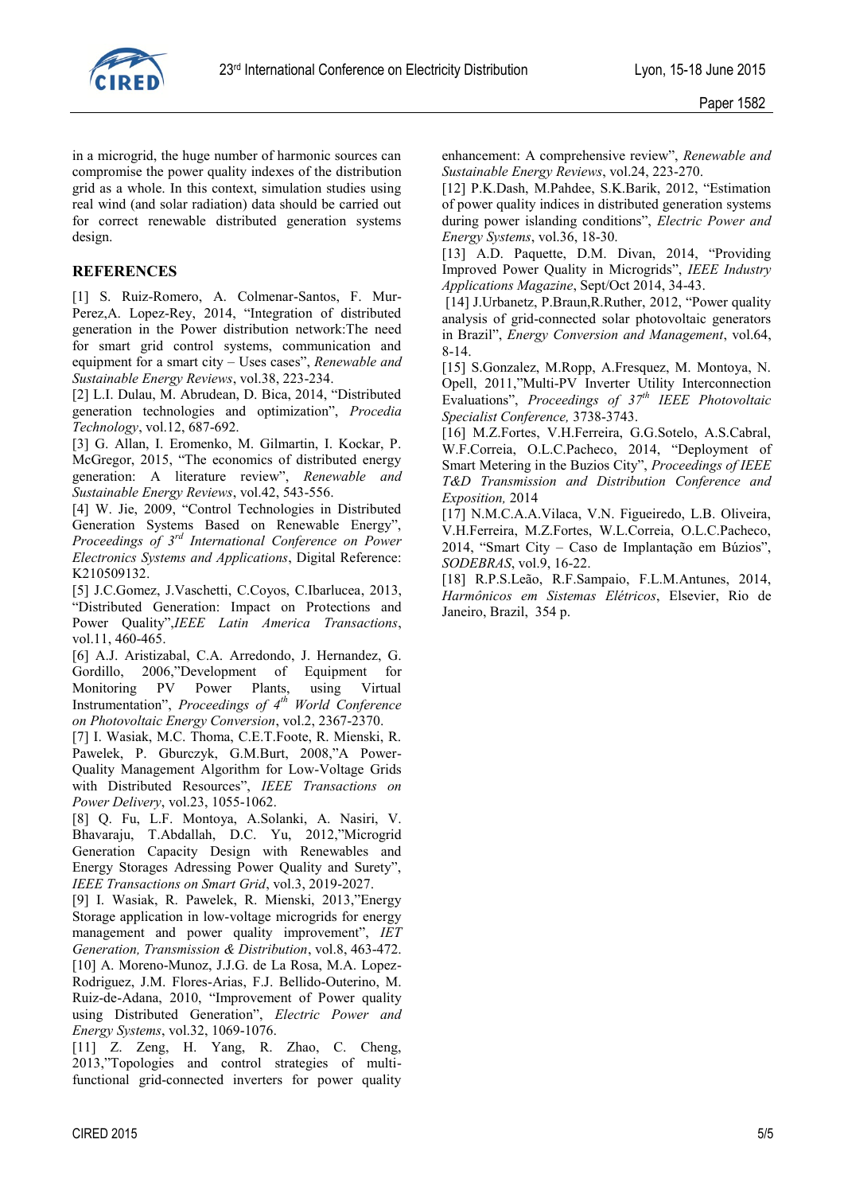in a microgrid, the huge number of harmonic sources can compromise the power quality indexes of the distribution grid as a whole. In this context, simulation studies using real wind (and solar radiation) data should be carried out for correct renewable distributed generation systems design.

## REFERENCES

[1] S. Ruiz-Romero, A. Colmenar-Santos, F. Mur-Perez,A. Lopez-Rey, 2014, "Integration of distributed generation in the Power distribution network:The need for smart grid control systems, communication and equipment for a smart city – Uses cases", *Renewable and Sustainable Energy Reviews*, vol.38, 223-234.

[2] L.I. Dulau, M. Abrudean, D. Bica, 2014, "Distributed generation technologies and optimization", *Procedia Technology*, vol.12, 687-692.

[3] G. Allan, I. Eromenko, M. Gilmartin, I. Kockar, P. McGregor, 2015, "The economics of distributed energy generation: A literature review", *Renewable and Sustainable Energy Reviews*, vol.42, 543-556.

[4] W. Jie, 2009, "Control Technologies in Distributed Generation Systems Based on Renewable Energy", *Proceedings of 3rd International Conference on Power Electronics Systems and Applications*, Digital Reference: K210509132.

[5] J.C.Gomez, J.Vaschetti, C.Coyos, C.Ibarlucea, 2013, "Distributed Generation: Impact on Protections and Power Quality",*IEEE Latin America Transactions*, vol.11, 460-465.

[6] A.J. Aristizabal, C.A. Arredondo, J. Hernandez, G. Gordillo, 2006,"Development of Equipment for Monitoring PV Power Plants, using Virtual Instrumentation", *Proceedings of 4th World Conference on Photovoltaic Energy Conversion*, vol.2, 2367-2370.

[7] I. Wasiak, M.C. Thoma, C.E.T.Foote, R. Mienski, R. Pawelek, P. Gburczyk, G.M.Burt, 2008,"A Power-Quality Management Algorithm for Low-Voltage Grids with Distributed Resources", *IEEE Transactions on Power Delivery*, vol.23, 1055-1062.

[8] Q. Fu, L.F. Montoya, A.Solanki, A. Nasiri, V. Bhavaraju, T.Abdallah, D.C. Yu, 2012,"Microgrid Generation Capacity Design with Renewables and Energy Storages Adressing Power Quality and Surety", *IEEE Transactions on Smart Grid*, vol.3, 2019-2027.

[9] I. Wasiak, R. Pawelek, R. Mienski, 2013,"Energy Storage application in low-voltage microgrids for energy management and power quality improvement", *IET Generation, Transmission & Distribution*, vol.8, 463-472.

[10] A. Moreno-Munoz, J.J.G. de La Rosa, M.A. Lopez-Rodriguez, J.M. Flores-Arias, F.J. Bellido-Outerino, M. Ruiz-de-Adana, 2010, "Improvement of Power quality using Distributed Generation", *Electric Power and Energy Systems*, vol.32, 1069-1076.

[11] Z. Zeng, H. Yang, R. Zhao, C. Cheng, 2013,"Topologies and control strategies of multi-functional grid-connected inverters for power quality enhancement: A comprehensive review", *Renewable and Sustainable Energy Reviews*, vol.24, 223-270.

[12] P.K.Dash, M.Pahdee, S.K.Barik, 2012, "Estimation of power quality indices in distributed generation systems during power islanding conditions", *Electric Power and Energy Systems*, vol.36, 18-30.

[13] A.D. Paquette, D.M. Divan, 2014, "Providing Improved Power Quality in Microgrids", *IEEE Industry Applications Magazine*, Sept/Oct 2014, 34-43.

[14] J.Urbanetz, P.Braun,R.Ruther, 2012, "Power quality analysis of grid-connected solar photovoltaic generators in Brazil", *Energy Conversion and Management*, vol.64, 8-14.

[15] S.Gonzalez, M.Ropp, A.Fresquez, M. Montoya, N. Opell, 2011,"Multi-PV Inverter Utility Interconnection Evaluations", *Proceedings of 37th IEEE Photovoltaic Specialist Conference,* 3738-3743.

[16] M.Z.Fortes, V.H.Ferreira, G.G.Sotelo, A.S.Cabral, W.F.Correia, O.L.C.Pacheco, 2014, "Deployment of Smart Metering in the Buzios City", *Proceedings of IEEE T&D Transmission and Distribution Conference and Exposition,* 2014

[17] N.M.C.A.A.Vilaca, V.N. Figueiredo, L.B. Oliveira, V.H.Ferreira, M.Z.Fortes, W.L.Correia, O.L.C.Pacheco, 2014, "Smart City – Caso de Implantação em Búzios", *SODEBRAS*, vol.9, 16-22.

[18] R.P.S.Leão, R.F.Sampaio, F.L.M.Antunes, 2014, *Harmônicos em Sistemas Elétricos*, Elsevier, Rio de Janeiro, Brazil, 354 p.